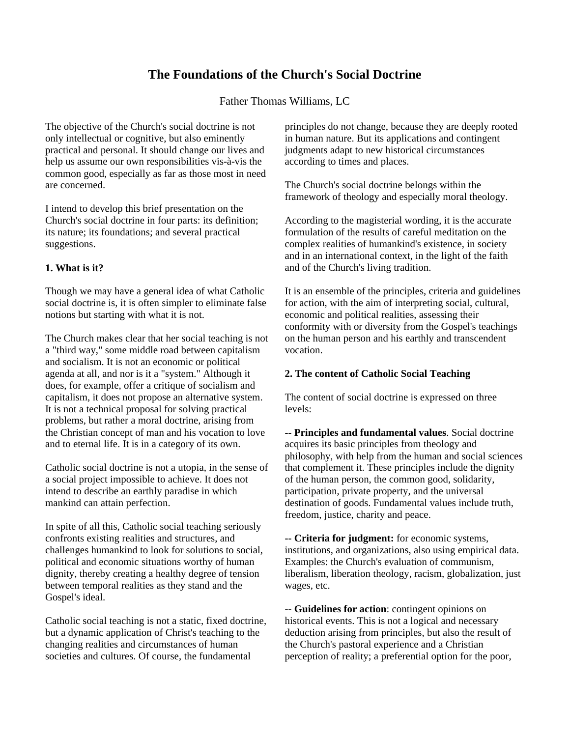# The Foundations of the Church's Social Doctrine

Father Thomas Williams, LC

The objective of the Church's social doctrine is not only intellectual or cognitive, but also eminently practical and personal. It should change our lives and help us assume our own responsibilities vis-à-vis the common good, especially as far as those most in need are concerned.

I intend to develop this brief presentation on the Church's social doctrine in four parts: its definition; its nature; its foundations; and several practical suggestions.

**1. What is it?**

Though we may have a general idea of what Catholic social doctrine is, it is often simpler to eliminate false notions but starting with what it is not.

The Church makes clear that her social teaching is not a "third way," some middle road between capitalism and socialism. It is not an economic or political agenda at all, and nor is it a "system." Although it does, for example, offer a critique of socialism and capitalism, it does not propose an alternative system. It is not a technical proposal for solving practical problems, but rather a moral doctrine, arising from the Christian concept of man and his vocation to love and to eternal life. It is in a category of its own.

Catholic social doctrine is not a utopia, in the sense of a social project impossible to achieve. It does not intend to describe an earthly paradise in which mankind can attain perfection.

In spite of all this, Catholic social teaching seriously confronts existing realities and structures, and challenges humankind to look for solutions to social, political and economic situations worthy of human dignity, thereby creating a healthy degree of tension between temporal realities as they stand and the Gospel's ideal.

Catholic social teaching is not a static, fixed doctrine, but a dynamic application of Christ's teaching to the changing realities and circumstances of human societies and cultures. Of course, the fundamental principles do not change, because they are deeply rooted in human nature. But its applications and contingent judgments adapt to new historical circumstances according to times and places.

The Church's social doctrine belongs within the framework of theology and especially moral theology.

According to the magisterial wording, it is the accurate formulation of the results of careful meditation on the complex realities of humankind's existence, in society and in an international context, in the light of the faith and of the Church's living tradition.

It is an ensemble of the principles, criteria and guidelines for action, with the aim of interpreting social, cultural, economic and political realities, assessing their conformity with or diversity from the Gospel's teachings on the human person and his earthly and transcendent vocation.

**2. The content of Catholic Social Teaching**

The content of social doctrine is expressed on three levels:

-- **Principles and fundamental values**. Social doctrine acquires its basic principles from theology and philosophy, with help from the human and social sciences that complement it. These principles include the dignity of the human person, the common good, solidarity, participation, private property, and the universal destination of goods. Fundamental values include truth, freedom, justice, charity and peace.

-- **Criteria for judgment:** for economic systems, institutions, and organizations, also using empirical data. Examples: the Church's evaluation of communism, liberalism, liberation theology, racism, globalization, just wages, etc.

-- **Guidelines for action**: contingent opinions on historical events. This is not a logical and necessary deduction arising from principles, but also the result of the Church's pastoral experience and a Christian perception of reality; a preferential option for the poor,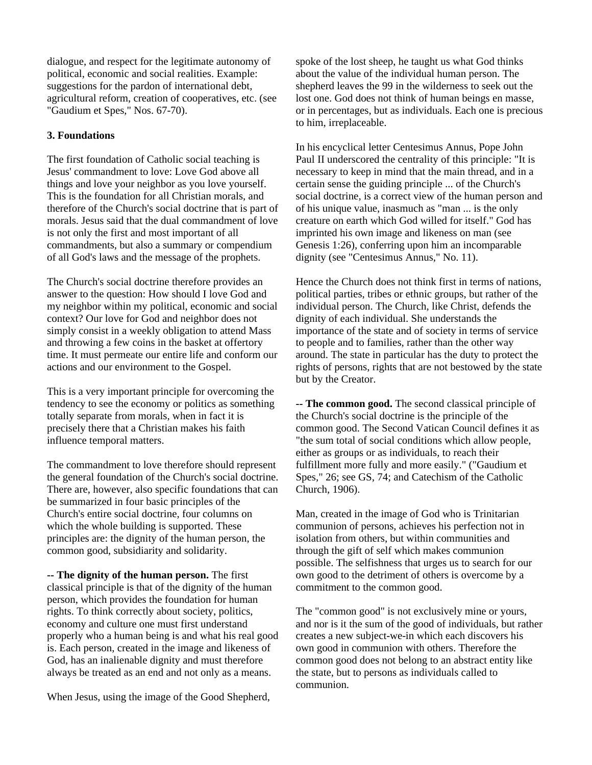dialogue, and respect for the legitimate autonomy of political, economic and social realities. Example: suggestions for the pardon of international debt, agricultural reform, creation of cooperatives, etc. (see "Gaudium et Spes," Nos. 67-70).

### 3. Foundations

The first foundation of Catholic social teaching is Jesus' commandment to love: Love God above all things and love your neighbor as you love yourself. This is the foundation for all Christian morals, and therefore of the Church's social doctrine that is part of morals. Jesus said that the dual commandment of love is not only the first and most important of all commandments, but also a summary or compendium of all God's laws and the message of the prophets.

The Church's social doctrine therefore provides an answer to the question: How should I love God and my neighbor within my political, economic and social context? Our love for God and neighbor does not simply consist in a weekly obligation to attend Mass and throwing a few coins in the basket at offertory time. It must permeate our entire life and conform our actions and our environment to the Gospel.

This is a very important principle for overcoming the tendency to see the economy or politics as something totally separate from morals, when in fact it is precisely there that a Christian makes his faith influence temporal matters.

The commandment to love therefore should represent the general foundation of the Church's social doctrine. There are, however, also specific foundations that can be summarized in four basic principles of the Church's entire social doctrine, four columns on which the whole building is supported. These principles are: the dignity of the human person, the common good, subsidiarity and solidarity.

-- **The dignity of the human person.** The first classical principle is that of the dignity of the human person, which provides the foundation for human rights. To think correctly about society, politics, economy and culture one must first understand properly who a human being is and what his real good is. Each person, created in the image and likeness of God, has an inalienable dignity and must therefore always be treated as an end and not only as a means.

When Jesus, using the image of the Good Shepherd, spoke of the lost sheep, he taught us what God thinks about the value of the individual human person. The shepherd leaves the 99 in the wilderness to seek out the lost one. God does not think of human beings en masse, or in percentages, but as individuals. Each one is precious to him, irreplaceable.

In his encyclical letter Centesimus Annus, Pope John Paul II underscored the centrality of this principle: "It is necessary to keep in mind that the main thread, and in a certain sense the guiding principle ... of the Church's social doctrine, is a correct view of the human person and of his unique value, inasmuch as "man ... is the only creature on earth which God willed for itself." God has imprinted his own image and likeness on man (see Genesis 1:26), conferring upon him an incomparable dignity (see "Centesimus Annus," No. 11).

Hence the Church does not think first in terms of nations, political parties, tribes or ethnic groups, but rather of the individual person. The Church, like Christ, defends the dignity of each individual. She understands the importance of the state and of society in terms of service to people and to families, rather than the other way around. The state in particular has the duty to protect the rights of persons, rights that are not bestowed by the state but by the Creator.

-- **The common good.** The second classical principle of the Church's social doctrine is the principle of the common good. The Second Vatican Council defines it as "the sum total of social conditions which allow people, either as groups or as individuals, to reach their fulfillment more fully and more easily." ("Gaudium et Spes," 26; see GS, 74; and Catechism of the Catholic Church, 1906).

Man, created in the image of God who is Trinitarian communion of persons, achieves his perfection not in isolation from others, but within communities and through the gift of self which makes communion possible. The selfishness that urges us to search for our own good to the detriment of others is overcome by a commitment to the common good.

The "common good" is not exclusively mine or yours, and nor is it the sum of the good of individuals, but rather creates a new subject-we-in which each discovers his own good in communion with others. Therefore the common good does not belong to an abstract entity like the state, but to persons as individuals called to communion.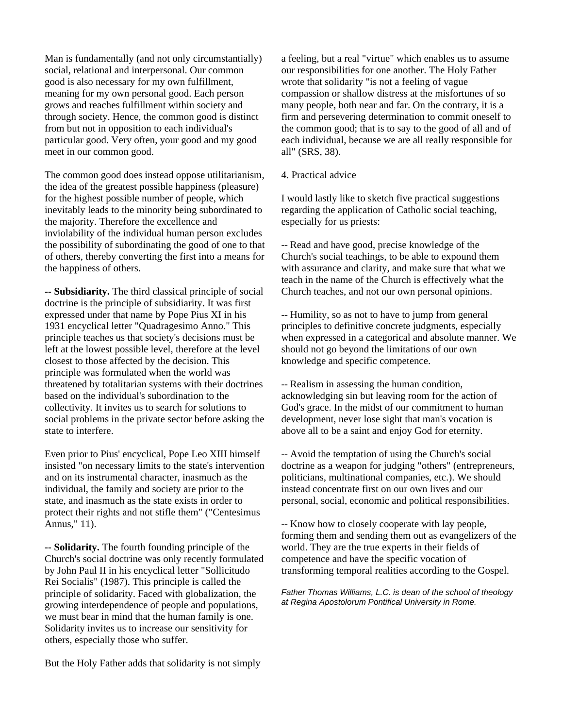Man is fundamentally (and not only circumstantially) social, relational and interpersonal. Our common good is also necessary for my own fulfillment, meaning for my own personal good. Each person grows and reaches fulfillment within society and through society. Hence, the common good is distinct from but not in opposition to each individual's particular good. Very often, your good and my good meet in our common good.

The common good does instead oppose utilitarianism, the idea of the greatest possible happiness (pleasure) for the highest possible number of people, which inevitably leads to the minority being subordinated to the majority. Therefore the excellence and inviolability of the individual human person excludes the possibility of subordinating the good of one to that of others, thereby converting the first into a means for the happiness of others.

-- **Subsidiarity.** The third classical principle of social doctrine is the principle of subsidiarity. It was first expressed under that name by Pope Pius XI in his 1931 encyclical letter "Quadragesimo Anno." This principle teaches us that society's decisions must be left at the lowest possible level, therefore at the level closest to those affected by the decision. This principle was formulated when the world was threatened by totalitarian systems with their doctrines based on the individual's subordination to the collectivity. It invites us to search for solutions to social problems in the private sector before asking the state to interfere.

Even prior to Pius' encyclical, Pope Leo XIII himself insisted "on necessary limits to the state's intervention and on its instrumental character, inasmuch as the individual, the family and society are prior to the state, and inasmuch as the state exists in order to protect their rights and not stifle them" ("Centesimus Annus," 11).

-- **Solidarity.** The fourth founding principle of the Church's social doctrine was only recently formulated by John Paul II in his encyclical letter "Sollicitudo Rei Socialis" (1987). This principle is called the principle of solidarity. Faced with globalization, the growing interdependence of people and populations, we must bear in mind that the human family is one. Solidarity invites us to increase our sensitivity for others, especially those who suffer.

But the Holy Father adds that solidarity is not simply a feeling, but a real "virtue" which enables us to assume our responsibilities for one another. The Holy Father wrote that solidarity "is not a feeling of vague compassion or shallow distress at the misfortunes of so many people, both near and far. On the contrary, it is a firm and persevering determination to commit oneself to the common good; that is to say to the good of all and of each individual, because we are all really responsible for all" (SRS, 38).

4. Practical advice

I would lastly like to sketch five practical suggestions regarding the application of Catholic social teaching, especially for us priests:

-- Read and have good, precise knowledge of the Church's social teachings, to be able to expound them with assurance and clarity, and make sure that what we teach in the name of the Church is effectively what the Church teaches, and not our own personal opinions.

-- Humility, so as not to have to jump from general principles to definitive concrete judgments, especially when expressed in a categorical and absolute manner. We should not go beyond the limitations of our own knowledge and specific competence.

-- Realism in assessing the human condition, acknowledging sin but leaving room for the action of God's grace. In the midst of our commitment to human development, never lose sight that man's vocation is above all to be a saint and enjoy God for eternity.

-- Avoid the temptation of using the Church's social doctrine as a weapon for judging "others" (entrepreneurs, politicians, multinational companies, etc.). We should instead concentrate first on our own lives and our personal, social, economic and political responsibilities.

-- Know how to closely cooperate with lay people, forming them and sending them out as evangelizers of the world. They are the true experts in their fields of competence and have the specific vocation of transforming temporal realities according to the Gospel.

*Father Thomas Williams, L.C. is dean of the school of theology at Regina Apostolorum Pontifical University in Rome.*